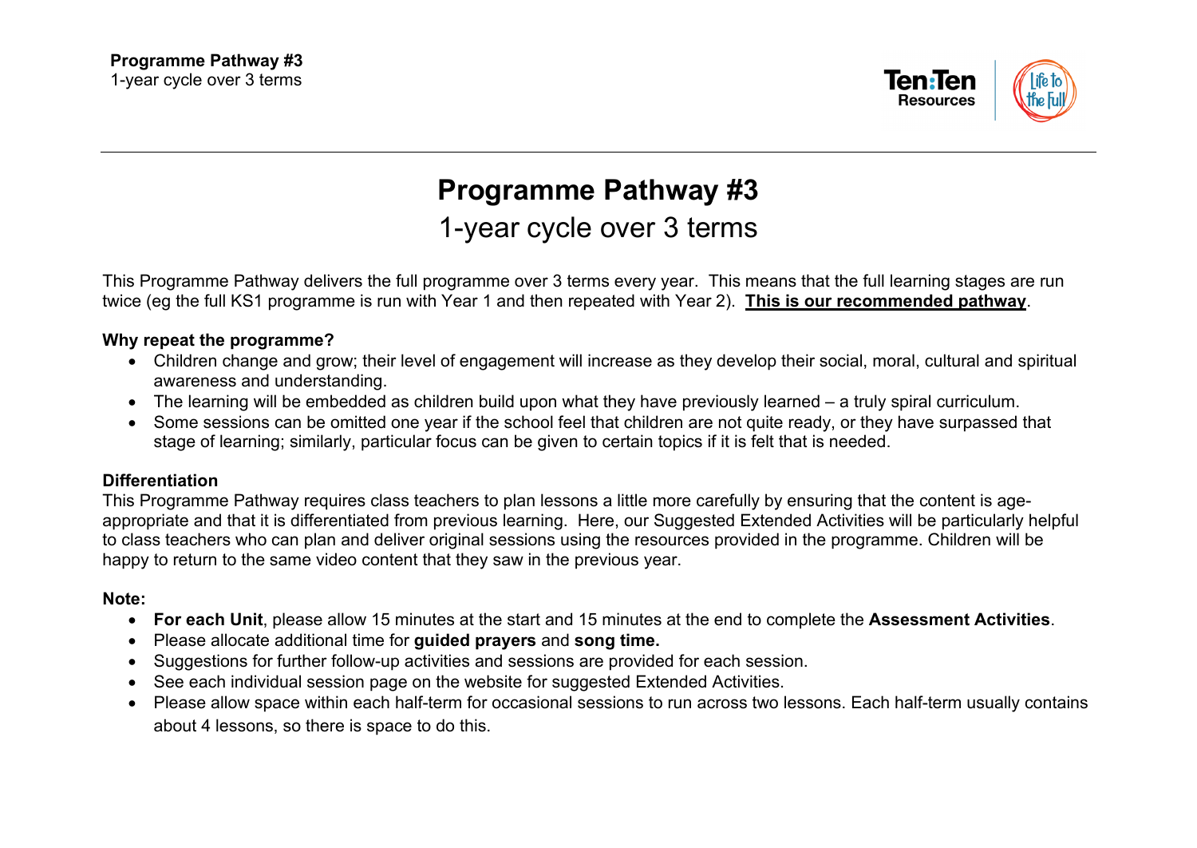# Programme Pathway #3

## 1-year cycle over 3 terms

This Programme Pathway delivers the full programme over 3 terms every year. This means that the full learning stages are run twice (eg the full KS1 programme is run with Year 1 and then repeated with Year 2). **This is our recommended pathway**.

**Why repeat the programme?**

- Children change and grow; their level of engagement will increase as they develop their social, moral, cultural and spiritual awareness and understanding.
- The learning will be embedded as children build upon what they have previously learned – a truly spiral curriculum.
- Some sessions can be omitted one year if the school feel that children are not quite ready, or they have surpassed that stage of learning; similarly, particular focus can be given to certain topics if it is felt that is needed.

**Differentiation**

This Programme Pathway requires class teachers to plan lessons a little more carefully by ensuring that the content is age-appropriate and that it is differentiated from previous learning. Here, our Suggested Extended Activities will be particularly helpful to class teachers who can plan and deliver original sessions using the resources provided in the programme. Children will be happy to return to the same video content that they saw in the previous year.

**Note:**

- **For each Unit**, please allow 15 minutes at the start and 15 minutes at the end to complete the **Assessment Activities**.
- Please allocate additional time for **guided prayers** and **song time.**
- Suggestions for further follow-up activities and sessions are provided for each session.
- See each individual session page on the website for suggested Extended Activities.
- Please allow space within each half-term for occasional sessions to run across two lessons. Each half-term usually contains about 4 lessons, so there is space to do this.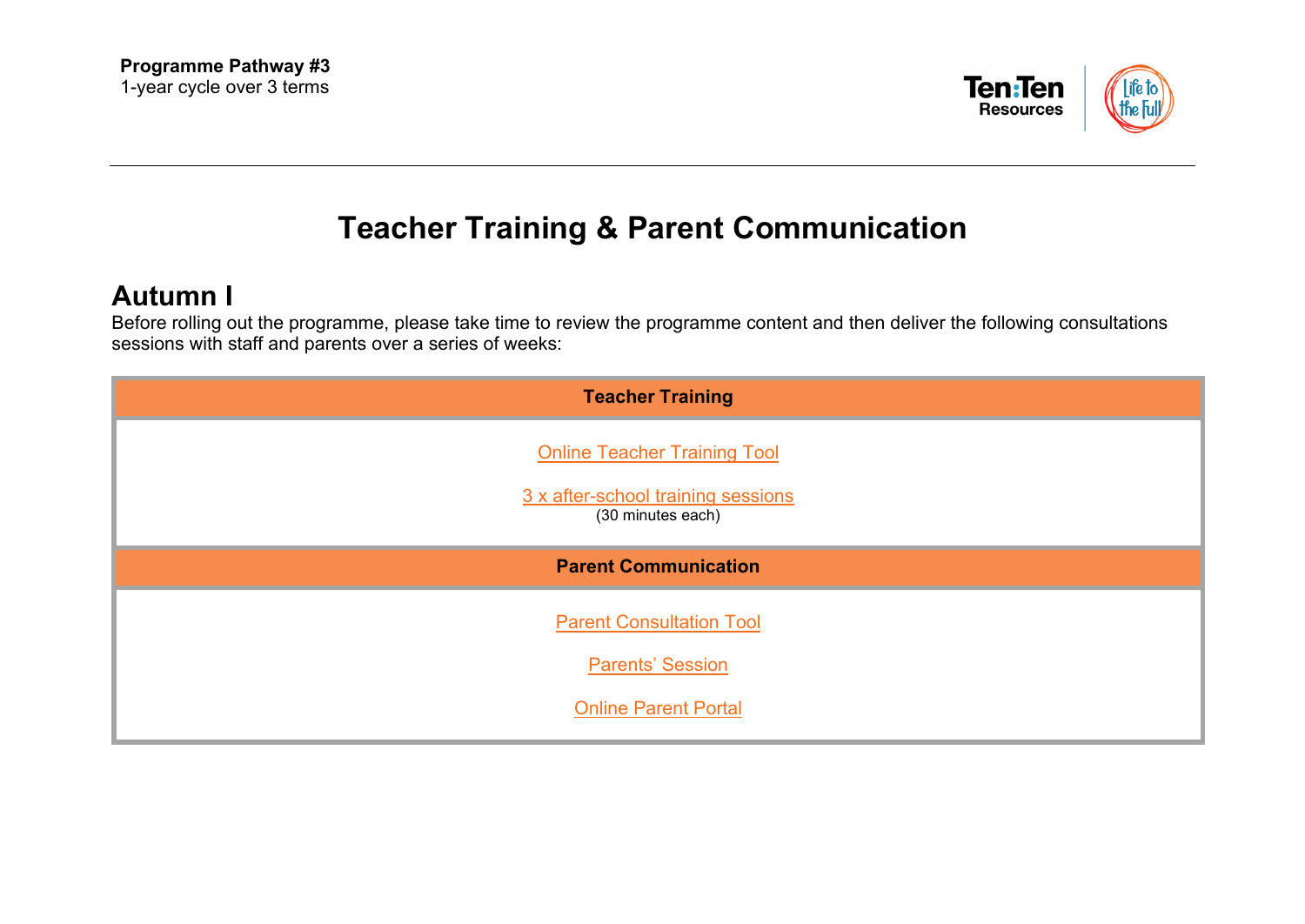**Programme Pathway #3**
1-year cycle over 3 terms

# Teacher Training & Parent Communication

## Autumn I

Before rolling out the programme, please take time to review the programme content and then deliver the following consultations sessions with staff and parents over a series of weeks:

| Teacher Training |
|---|
| Online Teacher Training Tool<br><br>3 x after-school training sessions<br>(30 minutes each) |
| **Parent Communication** |
| Parent Consultation Tool<br><br>Parents' Session<br><br>Online Parent Portal |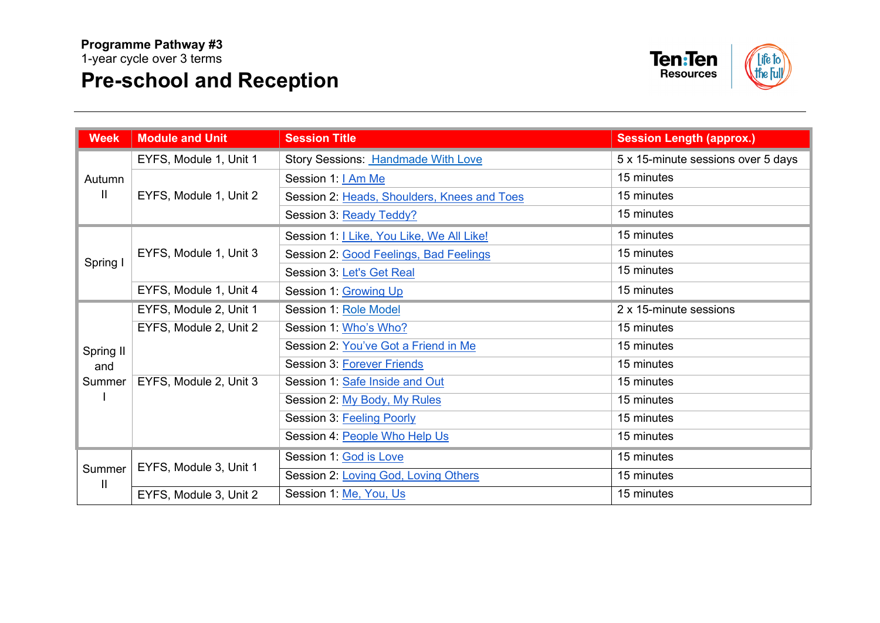**Programme Pathway #3**
1-year cycle over 3 terms

# Pre-school and Reception

| Week | Module and Unit | Session Title | Session Length (approx.) |
|---|---|---|---|
| Autumn II | EYFS, Module 1, Unit 1 | Story Sessions: Handmade With Love | 5 x 15-minute sessions over 5 days |
| | EYFS, Module 1, Unit 2 | Session 1: I Am Me | 15 minutes |
| | | Session 2: Heads, Shoulders, Knees and Toes | 15 minutes |
| | | Session 3: Ready Teddy? | 15 minutes |
| Spring I | EYFS, Module 1, Unit 3 | Session 1: I Like, You Like, We All Like! | 15 minutes |
| | | Session 2: Good Feelings, Bad Feelings | 15 minutes |
| | | Session 3: Let's Get Real | 15 minutes |
| | EYFS, Module 1, Unit 4 | Session 1: Growing Up | 15 minutes |
| Spring II and Summer I | EYFS, Module 2, Unit 1 | Session 1: Role Model | 2 x 15-minute sessions |
| | EYFS, Module 2, Unit 2 | Session 1: Who's Who? | 15 minutes |
| | | Session 2: You've Got a Friend in Me | 15 minutes |
| | | Session 3: Forever Friends | 15 minutes |
| | EYFS, Module 2, Unit 3 | Session 1: Safe Inside and Out | 15 minutes |
| | | Session 2: My Body, My Rules | 15 minutes |
| | | Session 3: Feeling Poorly | 15 minutes |
| | | Session 4: People Who Help Us | 15 minutes |
| Summer II | EYFS, Module 3, Unit 1 | Session 1: God is Love | 15 minutes |
| | | Session 2: Loving God, Loving Others | 15 minutes |
| | EYFS, Module 3, Unit 2 | Session 1: Me, You, Us | 15 minutes |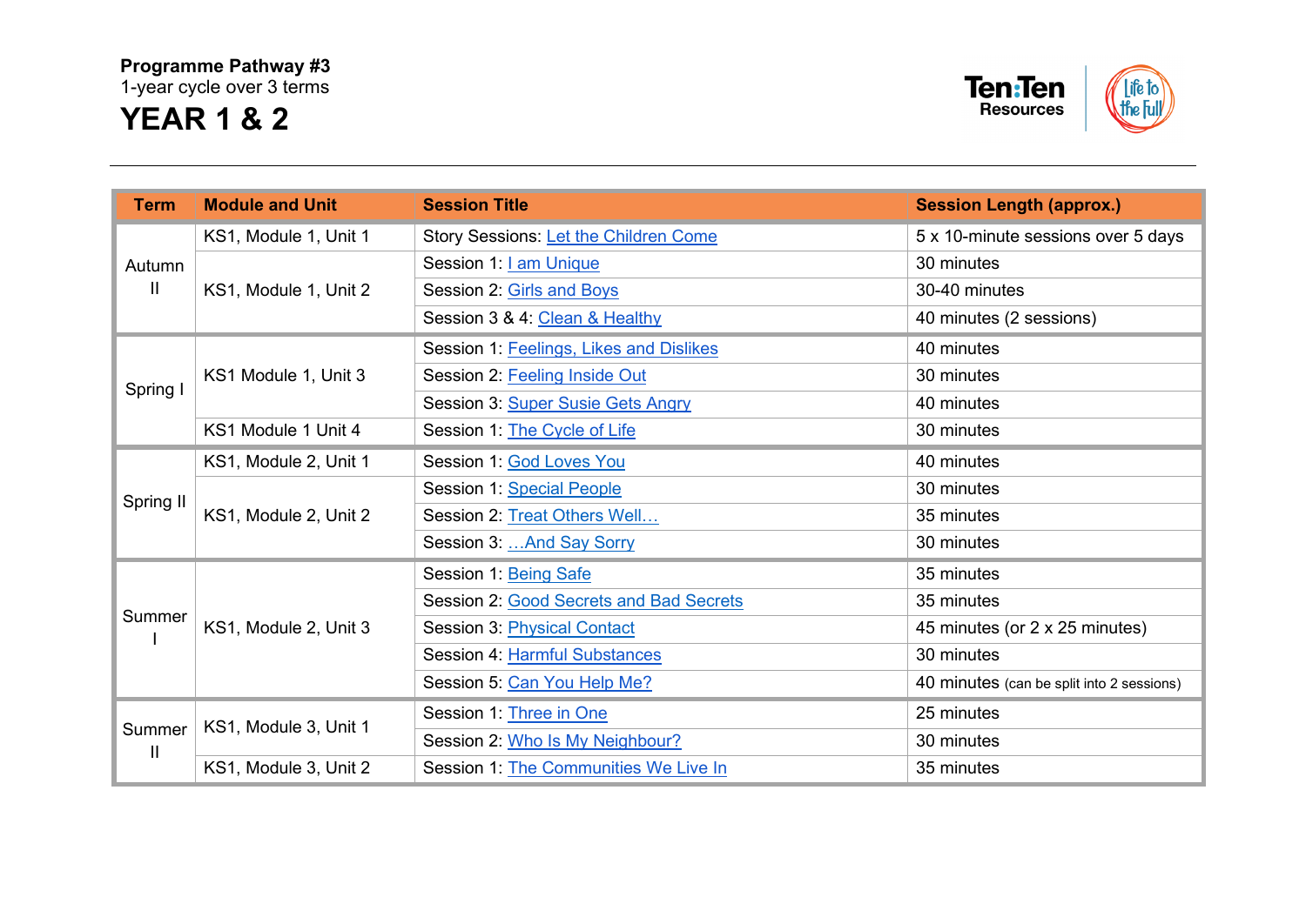**Programme Pathway #3**
1-year cycle over 3 terms

# YEAR 1 & 2

| Term | Module and Unit | Session Title | Session Length (approx.) |
|---|---|---|---|
| Autumn II | KS1, Module 1, Unit 1 | Story Sessions: Let the Children Come | 5 x 10-minute sessions over 5 days |
| | KS1, Module 1, Unit 2 | Session 1: I am Unique | 30 minutes |
| | | Session 2: Girls and Boys | 30-40 minutes |
| | | Session 3 & 4: Clean & Healthy | 40 minutes (2 sessions) |
| Spring I | KS1 Module 1, Unit 3 | Session 1: Feelings, Likes and Dislikes | 40 minutes |
| | | Session 2: Feeling Inside Out | 30 minutes |
| | | Session 3: Super Susie Gets Angry | 40 minutes |
| | KS1 Module 1 Unit 4 | Session 1: The Cycle of Life | 30 minutes |
| Spring II | KS1, Module 2, Unit 1 | Session 1: God Loves You | 40 minutes |
| | KS1, Module 2, Unit 2 | Session 1: Special People | 30 minutes |
| | | Session 2: Treat Others Well… | 35 minutes |
| | | Session 3: …And Say Sorry | 30 minutes |
| Summer I | KS1, Module 2, Unit 3 | Session 1: Being Safe | 35 minutes |
| | | Session 2: Good Secrets and Bad Secrets | 35 minutes |
| | | Session 3: Physical Contact | 45 minutes (or 2 x 25 minutes) |
| | | Session 4: Harmful Substances | 30 minutes |
| | | Session 5: Can You Help Me? | 40 minutes (can be split into 2 sessions) |
| Summer II | KS1, Module 3, Unit 1 | Session 1: Three in One | 25 minutes |
| | | Session 2: Who Is My Neighbour? | 30 minutes |
| | KS1, Module 3, Unit 2 | Session 1: The Communities We Live In | 35 minutes |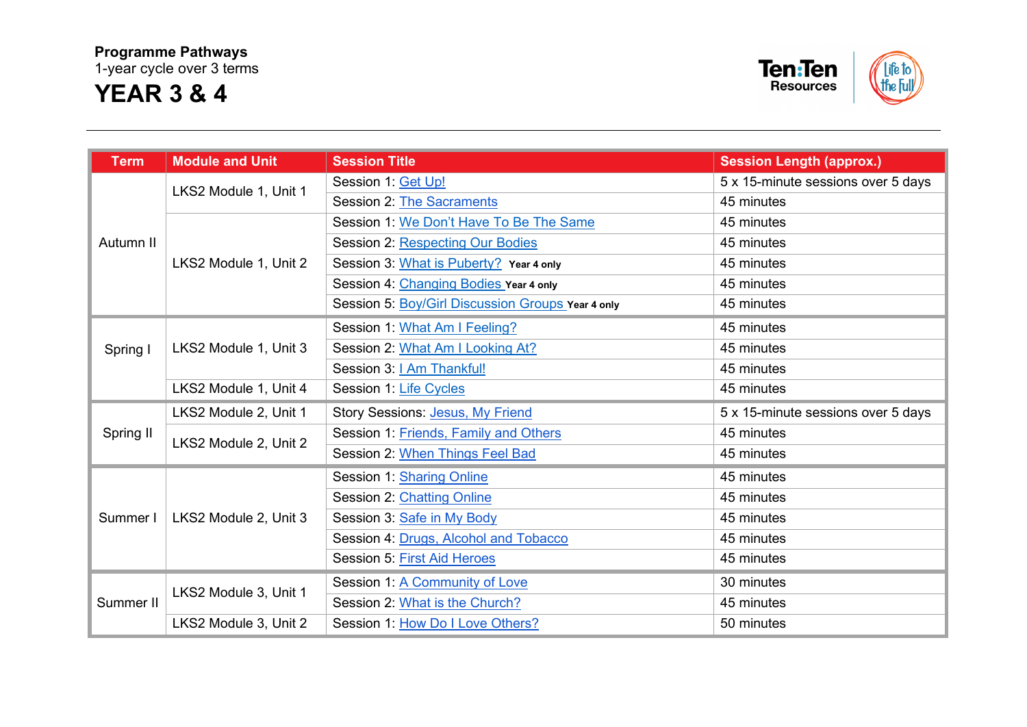**Programme Pathways**
1-year cycle over 3 terms

# YEAR 3 & 4

| Term | Module and Unit | Session Title | Session Length (approx.) |
|---|---|---|---|
| Autumn II | LKS2 Module 1, Unit 1 | Session 1: Get Up! | 5 x 15-minute sessions over 5 days |
| | | Session 2: The Sacraments | 45 minutes |
| | LKS2 Module 1, Unit 2 | Session 1: We Don't Have To Be The Same | 45 minutes |
| | | Session 2: Respecting Our Bodies | 45 minutes |
| | | Session 3: What is Puberty? **Year 4 only** | 45 minutes |
| | | Session 4: Changing Bodies **Year 4 only** | 45 minutes |
| | | Session 5: Boy/Girl Discussion Groups **Year 4 only** | 45 minutes |
| Spring I | LKS2 Module 1, Unit 3 | Session 1: What Am I Feeling? | 45 minutes |
| | | Session 2: What Am I Looking At? | 45 minutes |
| | | Session 3: I Am Thankful! | 45 minutes |
| | LKS2 Module 1, Unit 4 | Session 1: Life Cycles | 45 minutes |
| Spring II | LKS2 Module 2, Unit 1 | Story Sessions: Jesus, My Friend | 5 x 15-minute sessions over 5 days |
| | LKS2 Module 2, Unit 2 | Session 1: Friends, Family and Others | 45 minutes |
| | | Session 2: When Things Feel Bad | 45 minutes |
| Summer I | LKS2 Module 2, Unit 3 | Session 1: Sharing Online | 45 minutes |
| | | Session 2: Chatting Online | 45 minutes |
| | | Session 3: Safe in My Body | 45 minutes |
| | | Session 4: Drugs, Alcohol and Tobacco | 45 minutes |
| | | Session 5: First Aid Heroes | 45 minutes |
| Summer II | LKS2 Module 3, Unit 1 | Session 1: A Community of Love | 30 minutes |
| | | Session 2: What is the Church? | 45 minutes |
| | LKS2 Module 3, Unit 2 | Session 1: How Do I Love Others? | 50 minutes |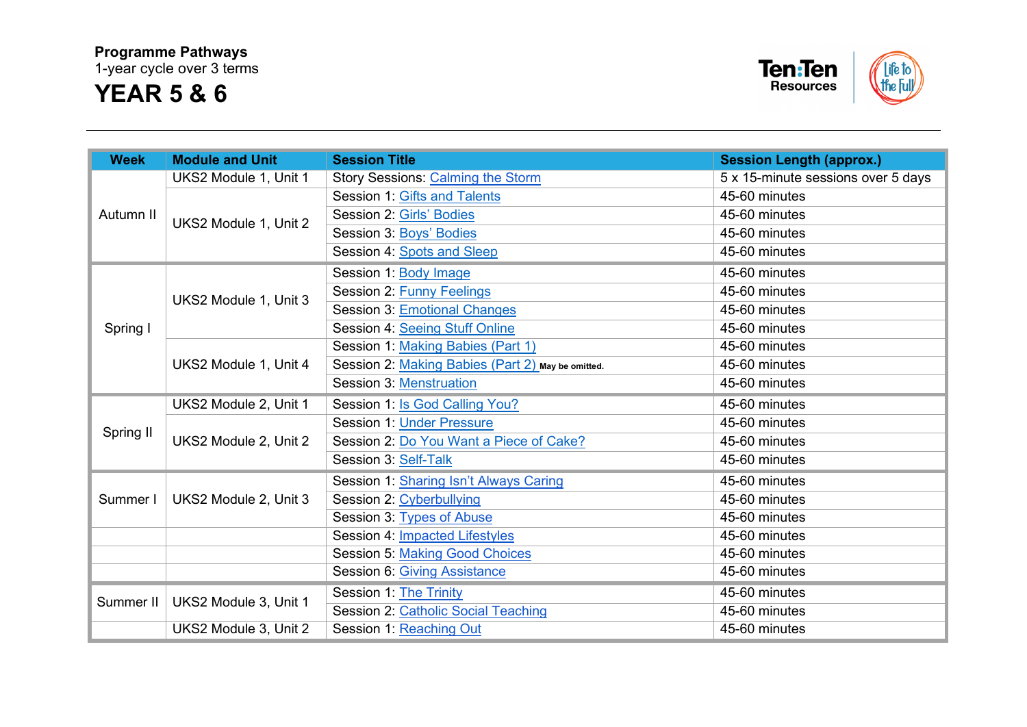**Programme Pathways**
1-year cycle over 3 terms

# YEAR 5 & 6

| Week | Module and Unit | Session Title | Session Length (approx.) |
|---|---|---|---|
| Autumn II | UKS2 Module 1, Unit 1 | Story Sessions: Calming the Storm | 5 x 15-minute sessions over 5 days |
| | UKS2 Module 1, Unit 2 | Session 1: Gifts and Talents | 45-60 minutes |
| | | Session 2: Girls' Bodies | 45-60 minutes |
| | | Session 3: Boys' Bodies | 45-60 minutes |
| | | Session 4: Spots and Sleep | 45-60 minutes |
| Spring I | UKS2 Module 1, Unit 3 | Session 1: Body Image | 45-60 minutes |
| | | Session 2: Funny Feelings | 45-60 minutes |
| | | Session 3: Emotional Changes | 45-60 minutes |
| | | Session 4: Seeing Stuff Online | 45-60 minutes |
| | UKS2 Module 1, Unit 4 | Session 1: Making Babies (Part 1) | 45-60 minutes |
| | | Session 2: Making Babies (Part 2) May be omitted. | 45-60 minutes |
| | | Session 3: Menstruation | 45-60 minutes |
| Spring II | UKS2 Module 2, Unit 1 | Session 1: Is God Calling You? | 45-60 minutes |
| | UKS2 Module 2, Unit 2 | Session 1: Under Pressure | 45-60 minutes |
| | | Session 2: Do You Want a Piece of Cake? | 45-60 minutes |
| | | Session 3: Self-Talk | 45-60 minutes |
| Summer I | UKS2 Module 2, Unit 3 | Session 1: Sharing Isn't Always Caring | 45-60 minutes |
| | | Session 2: Cyberbullying | 45-60 minutes |
| | | Session 3: Types of Abuse | 45-60 minutes |
| | | Session 4: Impacted Lifestyles | 45-60 minutes |
| | | Session 5: Making Good Choices | 45-60 minutes |
| | | Session 6: Giving Assistance | 45-60 minutes |
| Summer II | UKS2 Module 3, Unit 1 | Session 1: The Trinity | 45-60 minutes |
| | | Session 2: Catholic Social Teaching | 45-60 minutes |
| | UKS2 Module 3, Unit 2 | Session 1: Reaching Out | 45-60 minutes |